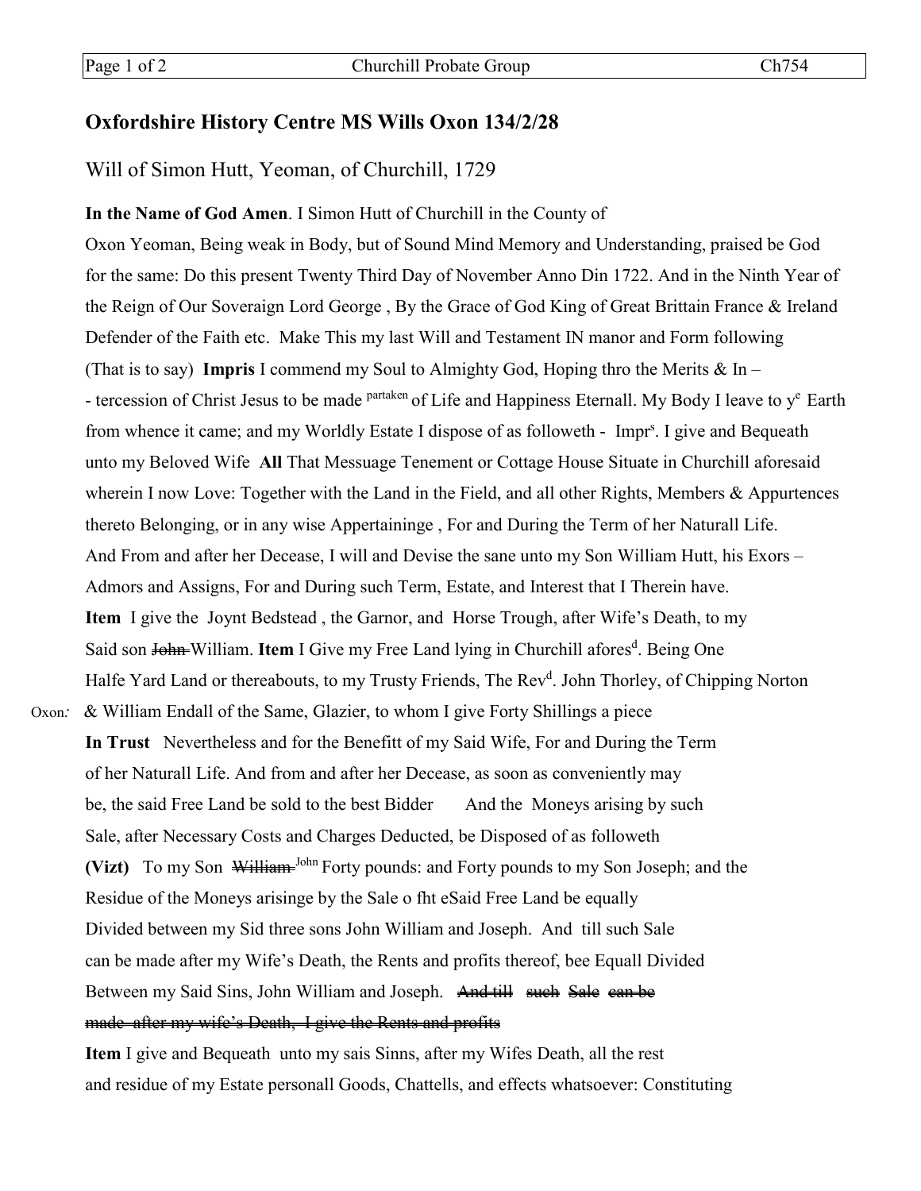## Oxfordshire History Centre MS Wills Oxon 134/2/28

Will of Simon Hutt, Yeoman, of Churchill, 1729

**In the Name of God Amen**. I Simon Hutt of Churchill in the County of Oxon Yeoman, Being weak in Body, but of Sound Mind Memory and Understanding, praised be God for the same: Do this present Twenty Third Day of November Anno Din 1722. And in the Ninth Year of the Reign of Our Soveraign Lord George , By the Grace of God King of Great Brittain France & Ireland Defender of the Faith etc. Make This my last Will and Testament IN manor and Form following (That is to say) **Impris** I commend my Soul to Almighty God, Hoping thro the Merits & In – - tercession of Christ Jesus to be made [partaken] of Life and Happiness Eternall. My Body I leave to y[e] Earth from whence it came; and my Worldly Estate I dispose of as followeth - Impr[s]. I give and Bequeath unto my Beloved Wife **All** That Messuage Tenement or Cottage House Situate in Churchill aforesaid wherein I now Love: Together with the Land in the Field, and all other Rights, Members & Appurtences thereto Belonging, or in any wise Appertaininge , For and During the Term of her Naturall Life. And From and after her Decease, I will and Devise the sane unto my Son William Hutt, his Exors – Admors and Assigns, For and During such Term, Estate, and Interest that I Therein have.

**Item** I give the Joynt Bedstead , the Garnor, and Horse Trough, after Wife's Death, to my Said son ~~John~~ William. **Item** I Give my Free Land lying in Churchill afores[d]. Being One Halfe Yard Land or thereabouts, to my Trusty Friends, The Rev[d]. John Thorley, of Chipping Norton Oxon*:* & William Endall of the Same, Glazier, to whom I give Forty Shillings a piece **In Trust** Nevertheless and for the Benefitt of my Said Wife, For and During the Term of her Naturall Life. And from and after her Decease, as soon as conveniently may be, the said Free Land be sold to the best Bidder And the Moneys arising by such Sale, after Necessary Costs and Charges Deducted, be Disposed of as followeth **(Vizt)** To my Son ~~William~~ [John] Forty pounds: and Forty pounds to my Son Joseph; and the Residue of the Moneys arisinge by the Sale o fht eSaid Free Land be equally Divided between my Sid three sons John William and Joseph. And till such Sale can be made after my Wife's Death, the Rents and profits thereof, bee Equall Divided Between my Said Sins, John William and Joseph. ~~And till such Sale can be made after my wife's Death, I give the Rents and profits~~

**Item** I give and Bequeath unto my sais Sinns, after my Wifes Death, all the rest and residue of my Estate personall Goods, Chattells, and effects whatsoever: Constituting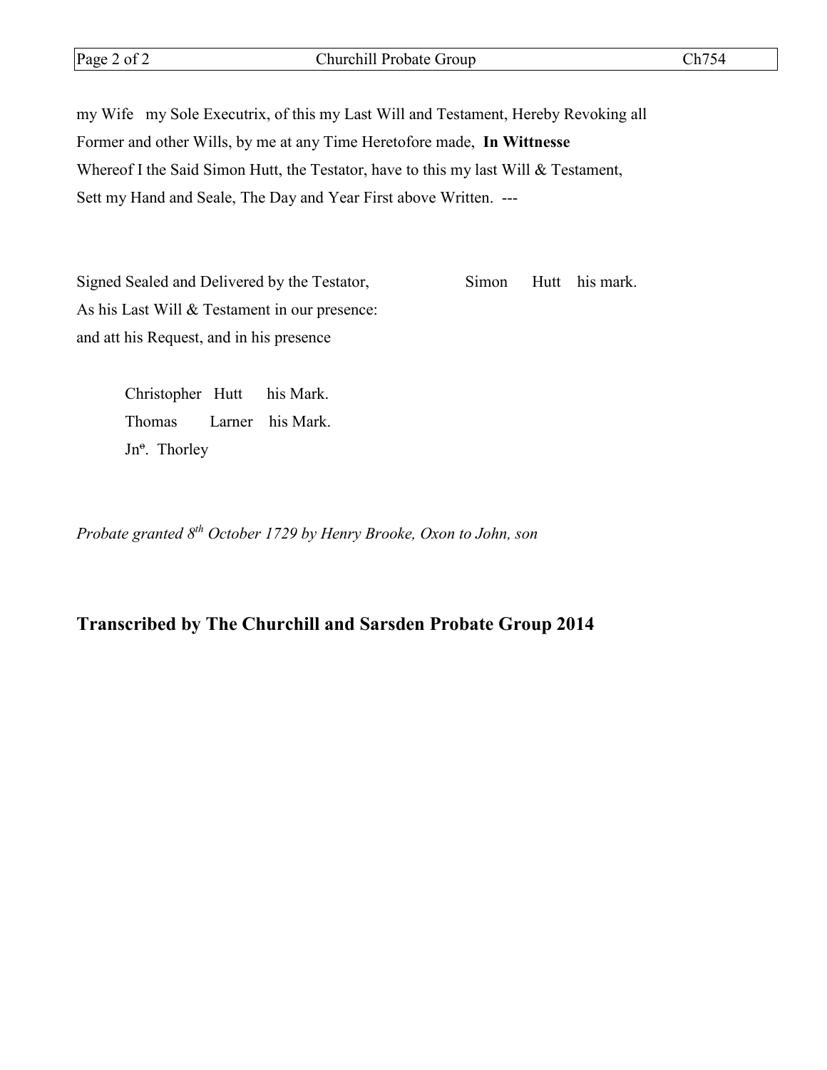my Wife my Sole Executrix, of this my Last Will and Testament, Hereby Revoking all Former and other Wills, by me at any Time Heretofore made, **In Wittnesse** Whereof I the Said Simon Hutt, the Testator, have to this my last Will & Testament, Sett my Hand and Seale, The Day and Year First above Written. ---

Signed Sealed and Delivered by the Testator, Simon Hutt his mark.
As his Last Will & Testament in our presence:
and att his Request, and in his presence

Christopher Hutt his Mark.
Thomas Larner his Mark.
Jn^e^. Thorley

*Probate granted 8th October 1729 by Henry Brooke, Oxon to John, son*

## Transcribed by The Churchill and Sarsden Probate Group 2014